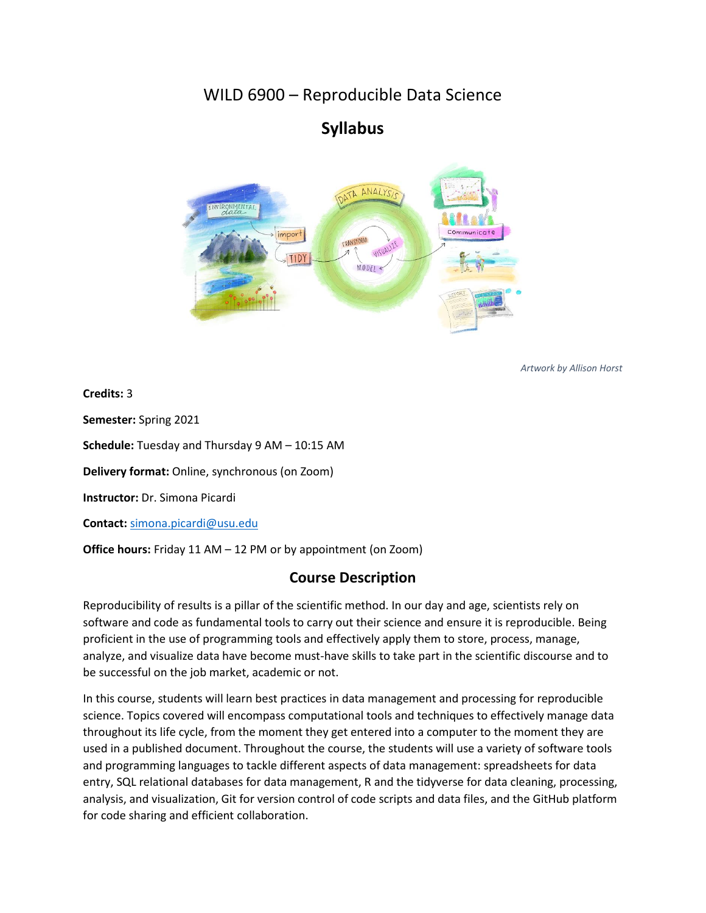# WILD 6900 – Reproducible Data Science

## Syllabus

*Artwork by Allison Horst*

**Credits:** 3

**Semester:** Spring 2021

**Schedule:** Tuesday and Thursday 9 AM – 10:15 AM

**Delivery format:** Online, synchronous (on Zoom)

**Instructor:** Dr. Simona Picardi

**Contact:** simona.picardi@usu.edu

**Office hours:** Friday 11 AM – 12 PM or by appointment (on Zoom)

## Course Description

Reproducibility of results is a pillar of the scientific method. In our day and age, scientists rely on software and code as fundamental tools to carry out their science and ensure it is reproducible. Being proficient in the use of programming tools and effectively apply them to store, process, manage, analyze, and visualize data have become must-have skills to take part in the scientific discourse and to be successful on the job market, academic or not.

In this course, students will learn best practices in data management and processing for reproducible science. Topics covered will encompass computational tools and techniques to effectively manage data throughout its life cycle, from the moment they get entered into a computer to the moment they are used in a published document. Throughout the course, the students will use a variety of software tools and programming languages to tackle different aspects of data management: spreadsheets for data entry, SQL relational databases for data management, R and the tidyverse for data cleaning, processing, analysis, and visualization, Git for version control of code scripts and data files, and the GitHub platform for code sharing and efficient collaboration.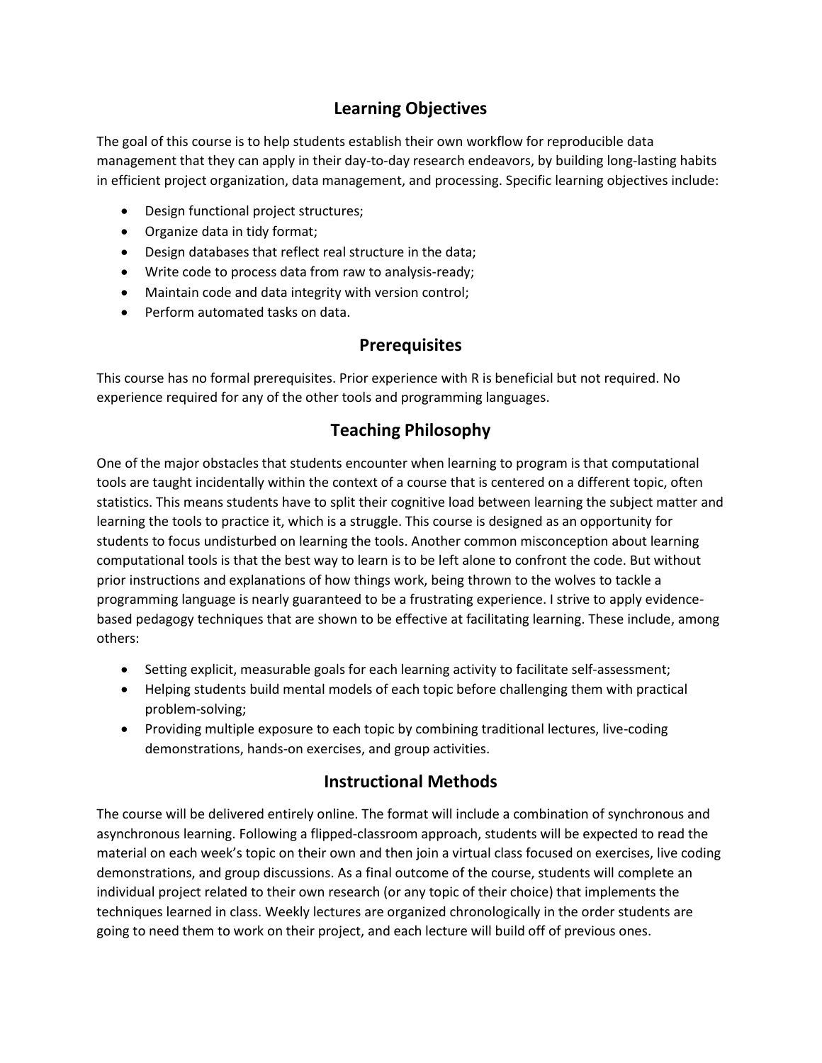## Learning Objectives

The goal of this course is to help students establish their own workflow for reproducible data management that they can apply in their day-to-day research endeavors, by building long-lasting habits in efficient project organization, data management, and processing. Specific learning objectives include:

- Design functional project structures;
- Organize data in tidy format;
- Design databases that reflect real structure in the data;
- Write code to process data from raw to analysis-ready;
- Maintain code and data integrity with version control;
- Perform automated tasks on data.

## Prerequisites

This course has no formal prerequisites. Prior experience with R is beneficial but not required. No experience required for any of the other tools and programming languages.

## Teaching Philosophy

One of the major obstacles that students encounter when learning to program is that computational tools are taught incidentally within the context of a course that is centered on a different topic, often statistics. This means students have to split their cognitive load between learning the subject matter and learning the tools to practice it, which is a struggle. This course is designed as an opportunity for students to focus undisturbed on learning the tools. Another common misconception about learning computational tools is that the best way to learn is to be left alone to confront the code. But without prior instructions and explanations of how things work, being thrown to the wolves to tackle a programming language is nearly guaranteed to be a frustrating experience. I strive to apply evidence-based pedagogy techniques that are shown to be effective at facilitating learning. These include, among others:

- Setting explicit, measurable goals for each learning activity to facilitate self-assessment;
- Helping students build mental models of each topic before challenging them with practical problem-solving;
- Providing multiple exposure to each topic by combining traditional lectures, live-coding demonstrations, hands-on exercises, and group activities.

## Instructional Methods

The course will be delivered entirely online. The format will include a combination of synchronous and asynchronous learning. Following a flipped-classroom approach, students will be expected to read the material on each week's topic on their own and then join a virtual class focused on exercises, live coding demonstrations, and group discussions. As a final outcome of the course, students will complete an individual project related to their own research (or any topic of their choice) that implements the techniques learned in class. Weekly lectures are organized chronologically in the order students are going to need them to work on their project, and each lecture will build off of previous ones.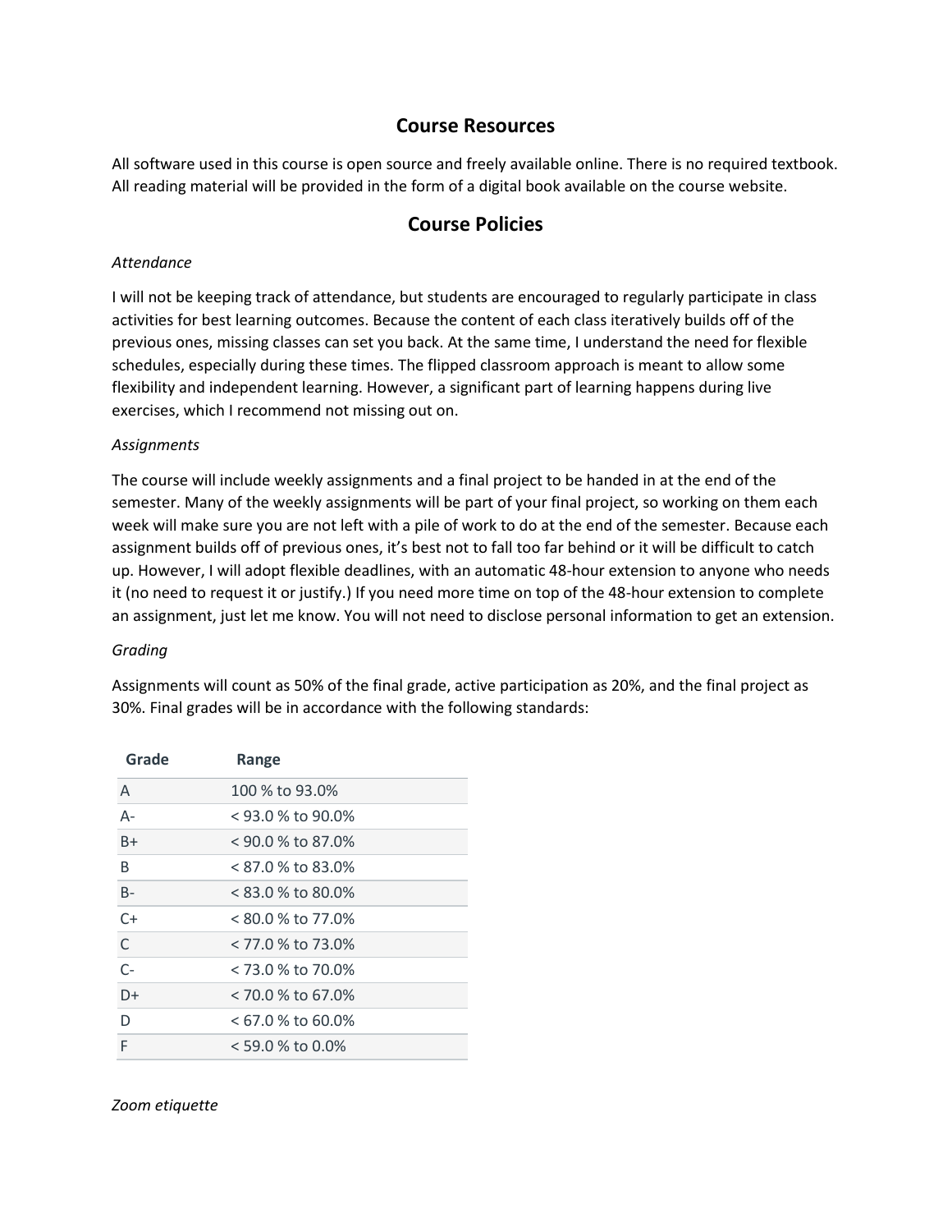## Course Resources

All software used in this course is open source and freely available online. There is no required textbook. All reading material will be provided in the form of a digital book available on the course website.

## Course Policies

*Attendance*

I will not be keeping track of attendance, but students are encouraged to regularly participate in class activities for best learning outcomes. Because the content of each class iteratively builds off of the previous ones, missing classes can set you back. At the same time, I understand the need for flexible schedules, especially during these times. The flipped classroom approach is meant to allow some flexibility and independent learning. However, a significant part of learning happens during live exercises, which I recommend not missing out on.

*Assignments*

The course will include weekly assignments and a final project to be handed in at the end of the semester. Many of the weekly assignments will be part of your final project, so working on them each week will make sure you are not left with a pile of work to do at the end of the semester. Because each assignment builds off of previous ones, it's best not to fall too far behind or it will be difficult to catch up. However, I will adopt flexible deadlines, with an automatic 48-hour extension to anyone who needs it (no need to request it or justify.) If you need more time on top of the 48-hour extension to complete an assignment, just let me know. You will not need to disclose personal information to get an extension.

*Grading*

Assignments will count as 50% of the final grade, active participation as 20%, and the final project as 30%. Final grades will be in accordance with the following standards:

| Grade | Range |
|---|---|
| A | 100 % to 93.0% |
| A- | < 93.0 % to 90.0% |
| B+ | < 90.0 % to 87.0% |
| B | < 87.0 % to 83.0% |
| B- | < 83.0 % to 80.0% |
| C+ | < 80.0 % to 77.0% |
| C | < 77.0 % to 73.0% |
| C- | < 73.0 % to 70.0% |
| D+ | < 70.0 % to 67.0% |
| D | < 67.0 % to 60.0% |
| F | < 59.0 % to 0.0% |

*Zoom etiquette*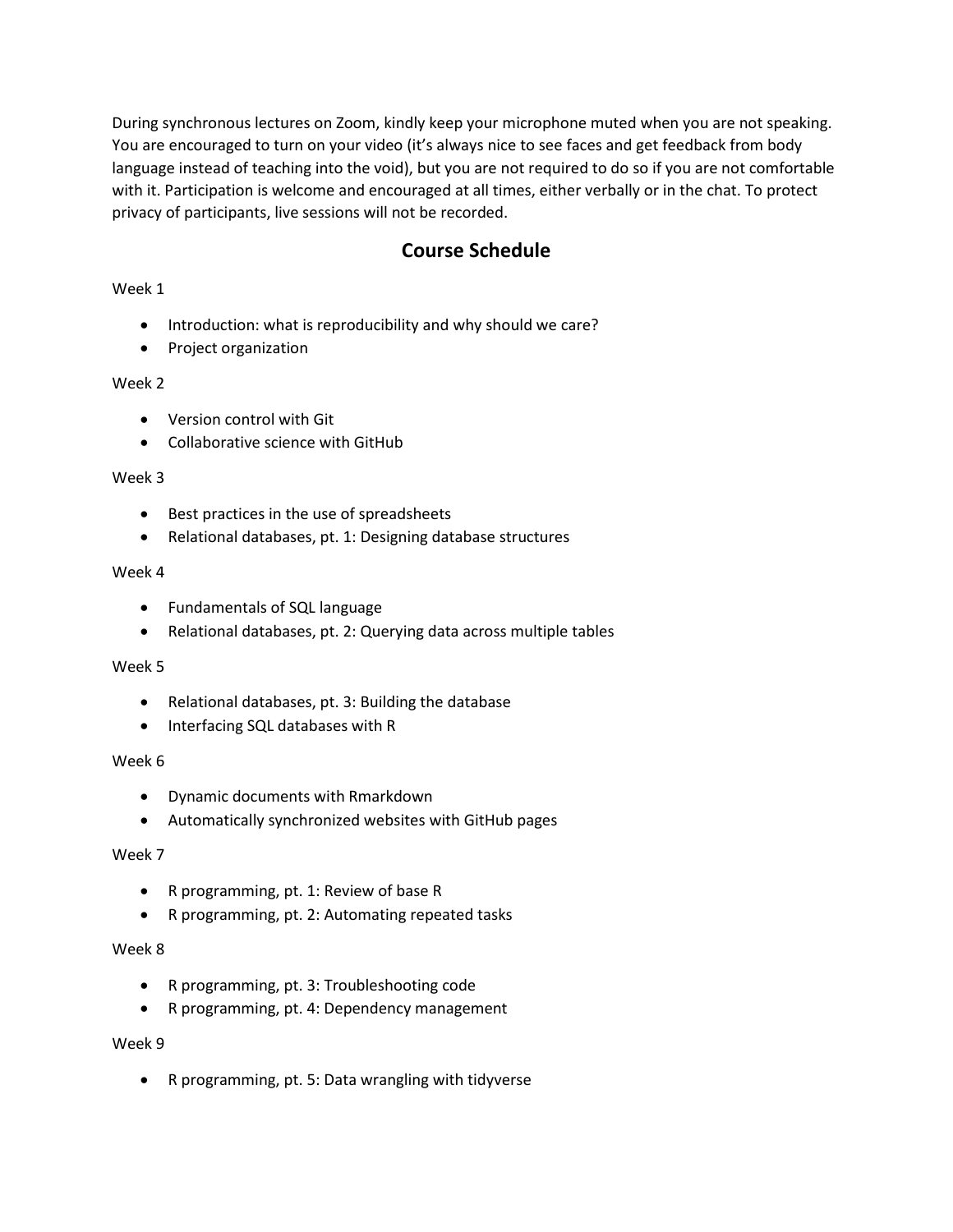During synchronous lectures on Zoom, kindly keep your microphone muted when you are not speaking. You are encouraged to turn on your video (it's always nice to see faces and get feedback from body language instead of teaching into the void), but you are not required to do so if you are not comfortable with it. Participation is welcome and encouraged at all times, either verbally or in the chat. To protect privacy of participants, live sessions will not be recorded.

## Course Schedule

Week 1

- Introduction: what is reproducibility and why should we care?
- Project organization

Week 2

- Version control with Git
- Collaborative science with GitHub

Week 3

- Best practices in the use of spreadsheets
- Relational databases, pt. 1: Designing database structures

Week 4

- Fundamentals of SQL language
- Relational databases, pt. 2: Querying data across multiple tables

Week 5

- Relational databases, pt. 3: Building the database
- Interfacing SQL databases with R

Week 6

- Dynamic documents with Rmarkdown
- Automatically synchronized websites with GitHub pages

Week 7

- R programming, pt. 1: Review of base R
- R programming, pt. 2: Automating repeated tasks

Week 8

- R programming, pt. 3: Troubleshooting code
- R programming, pt. 4: Dependency management

Week 9

- R programming, pt. 5: Data wrangling with tidyverse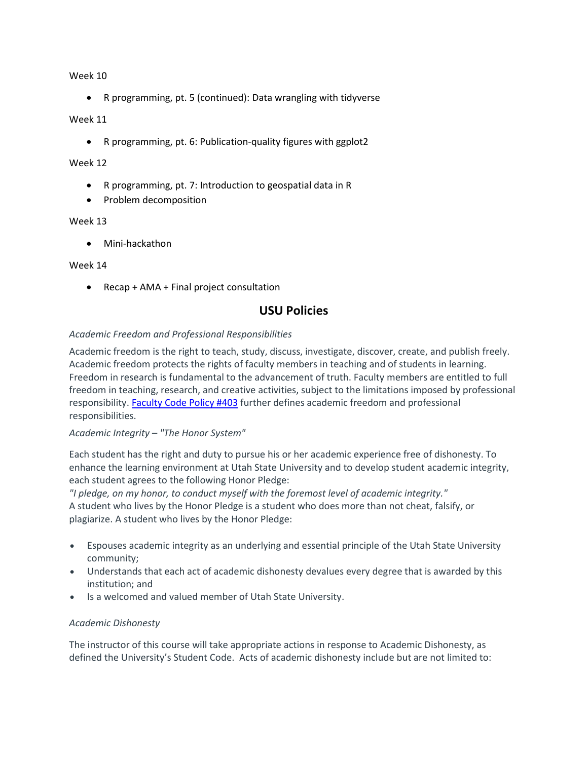Week 10

- R programming, pt. 5 (continued): Data wrangling with tidyverse

Week 11

- R programming, pt. 6: Publication-quality figures with ggplot2

Week 12

- R programming, pt. 7: Introduction to geospatial data in R
- Problem decomposition

Week 13

- Mini-hackathon

Week 14

- Recap + AMA + Final project consultation

## USU Policies

*Academic Freedom and Professional Responsibilities*

Academic freedom is the right to teach, study, discuss, investigate, discover, create, and publish freely. Academic freedom protects the rights of faculty members in teaching and of students in learning. Freedom in research is fundamental to the advancement of truth. Faculty members are entitled to full freedom in teaching, research, and creative activities, subject to the limitations imposed by professional responsibility. Faculty Code Policy #403 further defines academic freedom and professional responsibilities.

*Academic Integrity – "The Honor System"*

Each student has the right and duty to pursue his or her academic experience free of dishonesty. To enhance the learning environment at Utah State University and to develop student academic integrity, each student agrees to the following Honor Pledge:
*"I pledge, on my honor, to conduct myself with the foremost level of academic integrity."*
A student who lives by the Honor Pledge is a student who does more than not cheat, falsify, or plagiarize. A student who lives by the Honor Pledge:

- Espouses academic integrity as an underlying and essential principle of the Utah State University community;
- Understands that each act of academic dishonesty devalues every degree that is awarded by this institution; and
- Is a welcomed and valued member of Utah State University.

*Academic Dishonesty*

The instructor of this course will take appropriate actions in response to Academic Dishonesty, as defined the University's Student Code. Acts of academic dishonesty include but are not limited to: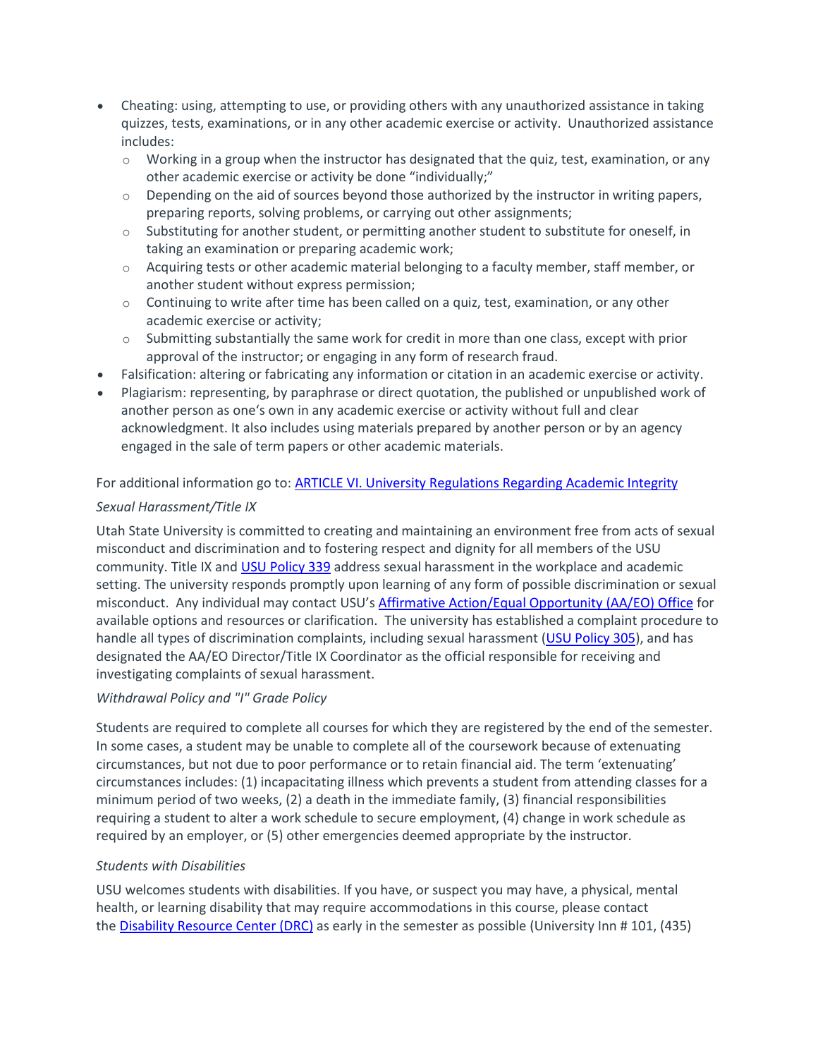- Cheating: using, attempting to use, or providing others with any unauthorized assistance in taking quizzes, tests, examinations, or in any other academic exercise or activity. Unauthorized assistance includes:
  - Working in a group when the instructor has designated that the quiz, test, examination, or any other academic exercise or activity be done "individually;"
  - Depending on the aid of sources beyond those authorized by the instructor in writing papers, preparing reports, solving problems, or carrying out other assignments;
  - Substituting for another student, or permitting another student to substitute for oneself, in taking an examination or preparing academic work;
  - Acquiring tests or other academic material belonging to a faculty member, staff member, or another student without express permission;
  - Continuing to write after time has been called on a quiz, test, examination, or any other academic exercise or activity;
  - Submitting substantially the same work for credit in more than one class, except with prior approval of the instructor; or engaging in any form of research fraud.
- Falsification: altering or fabricating any information or citation in an academic exercise or activity.
- Plagiarism: representing, by paraphrase or direct quotation, the published or unpublished work of another person as one's own in any academic exercise or activity without full and clear acknowledgment. It also includes using materials prepared by another person or by an agency engaged in the sale of term papers or other academic materials.

For additional information go to: [ARTICLE VI. University Regulations Regarding Academic Integrity]

*Sexual Harassment/Title IX*

Utah State University is committed to creating and maintaining an environment free from acts of sexual misconduct and discrimination and to fostering respect and dignity for all members of the USU community. Title IX and [USU Policy 339] address sexual harassment in the workplace and academic setting. The university responds promptly upon learning of any form of possible discrimination or sexual misconduct. Any individual may contact USU's [Affirmative Action/Equal Opportunity (AA/EO) Office] for available options and resources or clarification. The university has established a complaint procedure to handle all types of discrimination complaints, including sexual harassment ([USU Policy 305]), and has designated the AA/EO Director/Title IX Coordinator as the official responsible for receiving and investigating complaints of sexual harassment.

*Withdrawal Policy and "I" Grade Policy*

Students are required to complete all courses for which they are registered by the end of the semester. In some cases, a student may be unable to complete all of the coursework because of extenuating circumstances, but not due to poor performance or to retain financial aid. The term 'extenuating' circumstances includes: (1) incapacitating illness which prevents a student from attending classes for a minimum period of two weeks, (2) a death in the immediate family, (3) financial responsibilities requiring a student to alter a work schedule to secure employment, (4) change in work schedule as required by an employer, or (5) other emergencies deemed appropriate by the instructor.

*Students with Disabilities*

USU welcomes students with disabilities. If you have, or suspect you may have, a physical, mental health, or learning disability that may require accommodations in this course, please contact the [Disability Resource Center (DRC)] as early in the semester as possible (University Inn # 101, (435)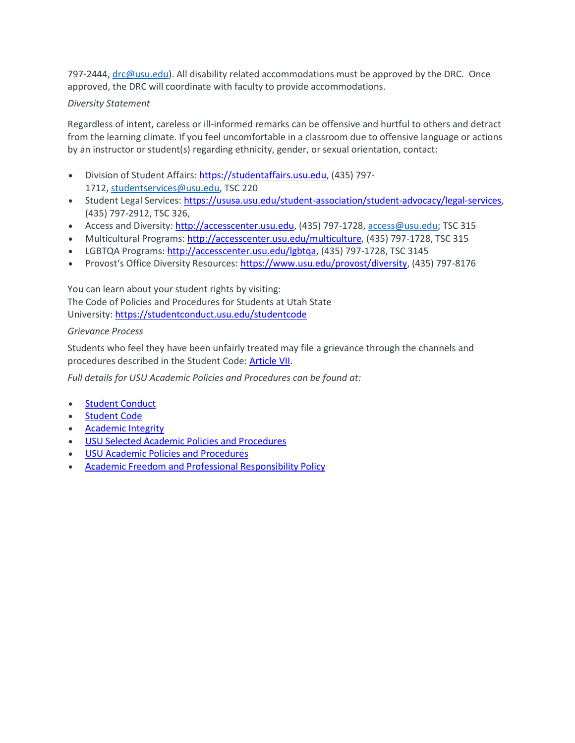797-2444, [drc@usu.edu](mailto:drc@usu.edu)). All disability related accommodations must be approved by the DRC. Once approved, the DRC will coordinate with faculty to provide accommodations.

*Diversity Statement*

Regardless of intent, careless or ill-informed remarks can be offensive and hurtful to others and detract from the learning climate. If you feel uncomfortable in a classroom due to offensive language or actions by an instructor or student(s) regarding ethnicity, gender, or sexual orientation, contact:

- Division of Student Affairs: https://studentaffairs.usu.edu, (435) 797-1712, studentservices@usu.edu, TSC 220
- Student Legal Services: https://ususa.usu.edu/student-association/student-advocacy/legal-services, (435) 797-2912, TSC 326,
- Access and Diversity: http://accesscenter.usu.edu, (435) 797-1728, access@usu.edu; TSC 315
- Multicultural Programs: http://accesscenter.usu.edu/multiculture, (435) 797-1728, TSC 315
- LGBTQA Programs: http://accesscenter.usu.edu/lgbtqa, (435) 797-1728, TSC 3145
- Provost's Office Diversity Resources: https://www.usu.edu/provost/diversity, (435) 797-8176

You can learn about your student rights by visiting:
The Code of Policies and Procedures for Students at Utah State University: https://studentconduct.usu.edu/studentcode

*Grievance Process*

Students who feel they have been unfairly treated may file a grievance through the channels and procedures described in the Student Code: Article VII.

*Full details for USU Academic Policies and Procedures can be found at:*

- Student Conduct
- Student Code
- Academic Integrity
- USU Selected Academic Policies and Procedures
- USU Academic Policies and Procedures
- Academic Freedom and Professional Responsibility Policy